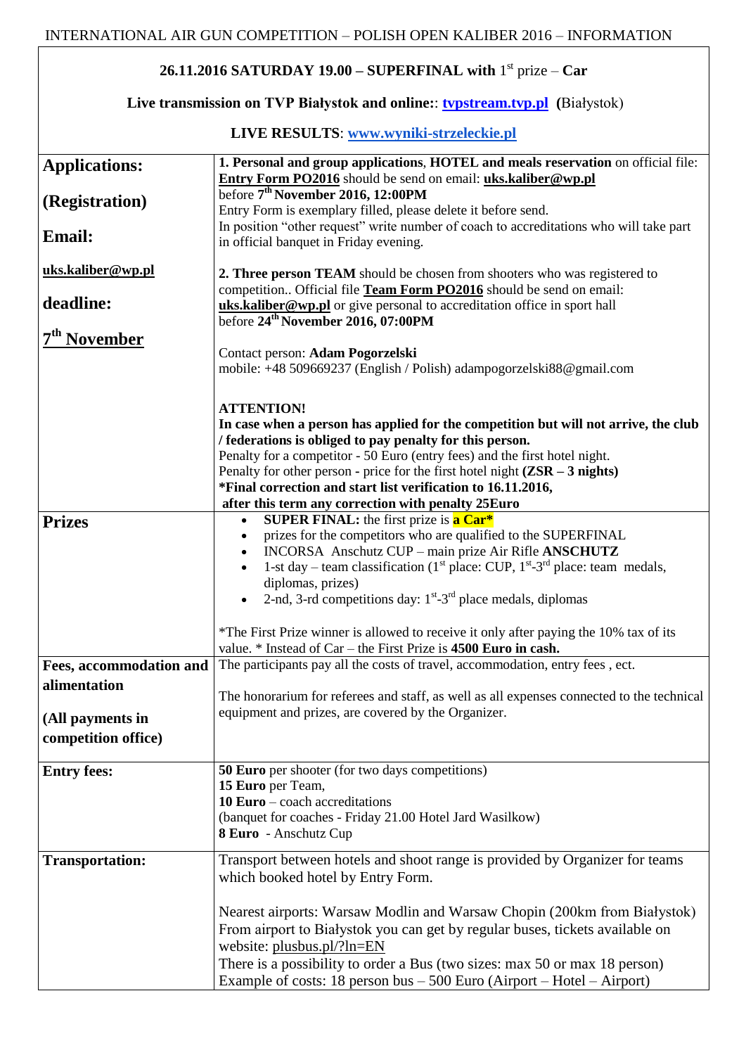# INTERNATIONAL AIR GUN COMPETITION – POLISH OPEN KALIBER 2016 – INFORMATION

**26.11.2016 SATURDAY 19.00 – SUPERFINAL with 1st prize – Car**

**Live transmission on TVP Białystok and online:: tvpstream.tvp.pl (**Białystok)

**LIVE RESULTS**: **www.wyniki-strzeleckie.pl**

| | |
|---|---|
| **Applications:**<br><br>**(Registration)**<br><br>**Email:**<br><br>**uks.kaliber@wp.pl**<br><br>**deadline:**<br><br>**7th November** | **1. Personal and group applications**, **HOTEL and meals reservation** on official file: **Entry Form PO2016** should be send on email: **uks.kaliber@wp.pl** before **7th November 2016, 12:00PM**<br>Entry Form is exemplary filled, please delete it before send.<br>In position "other request" write number of coach to accreditations who will take part in official banquet in Friday evening.<br><br>**2. Three person TEAM** should be chosen from shooters who was registered to competition.. Official file **Team Form PO2016** should be send on email: **uks.kaliber@wp.pl** or give personal to accreditation office in sport hall before **24th November 2016, 07:00PM**<br><br>Contact person: **Adam Pogorzelski**<br>mobile: +48 509669237 (English / Polish) adampogorzelski88@gmail.com<br><br>**ATTENTION!**<br>**In case when a person has applied for the competition but will not arrive, the club / federations is obliged to pay penalty for this person.**<br>Penalty for a competitor - 50 Euro (entry fees) and the first hotel night.<br>Penalty for other person - price for the first hotel night **(ZSR – 3 nights)**<br>**\*Final correction and start list verification to 16.11.2016, after this term any correction with penalty 25Euro** |
| **Prizes** | • **SUPER FINAL:** the first prize is **a Car\***<br>• prizes for the competitors who are qualified to the SUPERFINAL<br>• INCORSA Anschutz CUP – main prize Air Rifle **ANSCHUTZ**<br>• 1-st day – team classification (1st place: CUP, 1st-3rd place: team medals, diplomas, prizes)<br>• 2-nd, 3-rd competitions day: 1st-3rd place medals, diplomas<br><br>\*The First Prize winner is allowed to receive it only after paying the 10% tax of its value. \* Instead of Car – the First Prize is **4500 Euro in cash.** |
| **Fees, accommodation and alimentation**<br><br>**(All payments in competition office)** | The participants pay all the costs of travel, accommodation, entry fees , ect.<br><br>The honorarium for referees and staff, as well as all expenses connected to the technical equipment and prizes, are covered by the Organizer. |
| **Entry fees:** | **50 Euro** per shooter (for two days competitions)<br>**15 Euro** per Team,<br>**10 Euro** – coach accreditations<br>(banquet for coaches - Friday 21.00 Hotel Jard Wasilkow)<br>**8 Euro** - Anschutz Cup |
| **Transportation:** | Transport between hotels and shoot range is provided by Organizer for teams which booked hotel by Entry Form.<br><br>Nearest airports: Warsaw Modlin and Warsaw Chopin (200km from Białystok)<br>From airport to Białystok you can get by regular buses, tickets available on website: plusbus.pl/?ln=EN<br>There is a possibility to order a Bus (two sizes: max 50 or max 18 person)<br>Example of costs: 18 person bus – 500 Euro (Airport – Hotel – Airport) |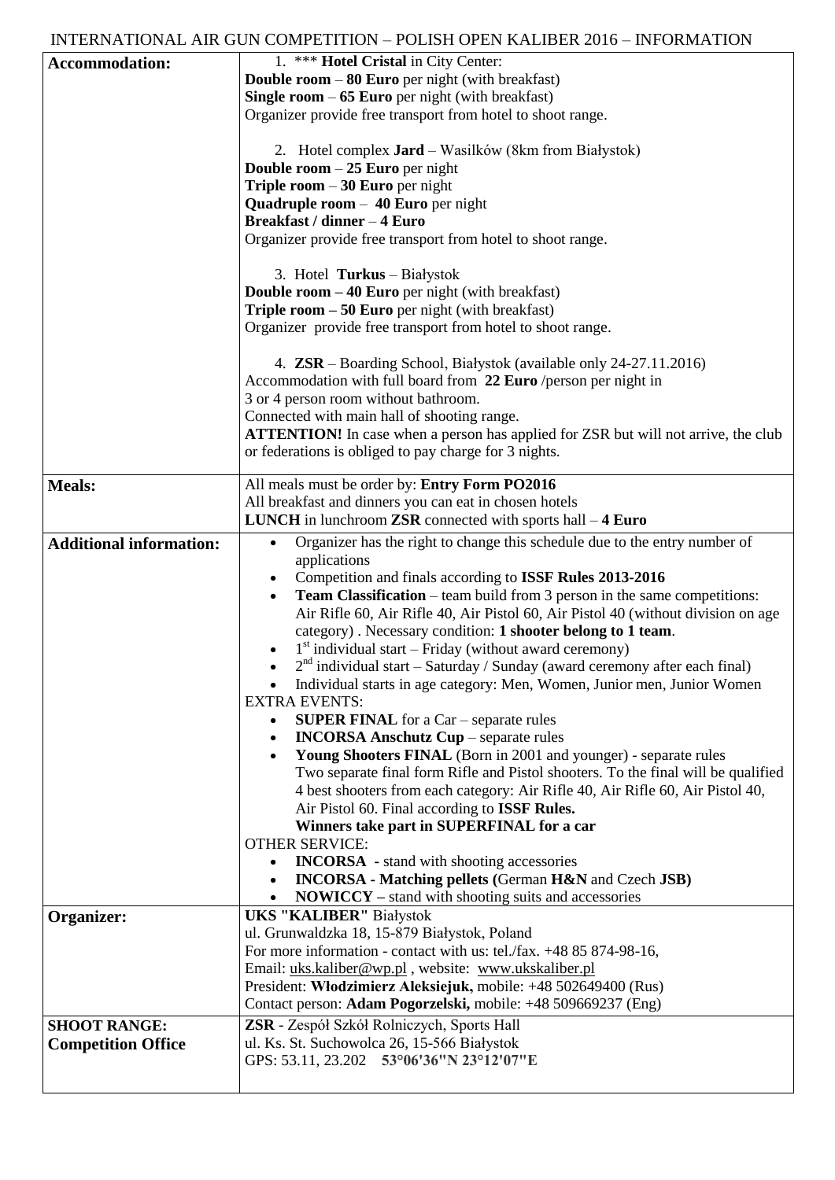# INTERNATIONAL AIR GUN COMPETITION – POLISH OPEN KALIBER 2016 – INFORMATION

| | |
|---|---|
| **Accommodation:** | 1. *** **Hotel Cristal** in City Center:<br>**Double room** – **80 Euro** per night (with breakfast)<br>**Single room** – **65 Euro** per night (with breakfast)<br>Organizer provide free transport from hotel to shoot range.<br><br>2. Hotel complex **Jard** – Wasilków (8km from Białystok)<br>**Double room** – **25 Euro** per night<br>**Triple room** – **30 Euro** per night<br>**Quadruple room** – **40 Euro** per night<br>**Breakfast / dinner** – **4 Euro**<br>Organizer provide free transport from hotel to shoot range.<br><br>3. Hotel **Turkus** – Białystok<br>**Double room – 40 Euro** per night (with breakfast)<br>**Triple room – 50 Euro** per night (with breakfast)<br>Organizer provide free transport from hotel to shoot range.<br><br>4. **ZSR** – Boarding School, Białystok (available only 24-27.11.2016)<br>Accommodation with full board from **22 Euro** /person per night in 3 or 4 person room without bathroom.<br>Connected with main hall of shooting range.<br>**ATTENTION!** In case when a person has applied for ZSR but will not arrive, the club or federations is obliged to pay charge for 3 nights. |
| **Meals:** | All meals must be order by: **Entry Form PO2016**<br>All breakfast and dinners you can eat in chosen hotels<br>**LUNCH** in lunchroom **ZSR** connected with sports hall – **4 Euro** |
| **Additional information:** | • Organizer has the right to change this schedule due to the entry number of applications<br>• Competition and finals according to **ISSF Rules 2013-2016**<br>• **Team Classification** – team build from 3 person in the same competitions: Air Rifle 60, Air Rifle 40, Air Pistol 60, Air Pistol 40 (without division on age category) . Necessary condition: **1 shooter belong to 1 team**.<br>• 1st individual start – Friday (without award ceremony)<br>• 2nd individual start – Saturday / Sunday (award ceremony after each final)<br>• Individual starts in age category: Men, Women, Junior men, Junior Women<br>EXTRA EVENTS:<br>• **SUPER FINAL** for a Car – separate rules<br>• **INCORSA Anschutz Cup** – separate rules<br>• **Young Shooters FINAL** (Born in 2001 and younger) - separate rules<br>Two separate final form Rifle and Pistol shooters. To the final will be qualified 4 best shooters from each category: Air Rifle 40, Air Rifle 60, Air Pistol 40, Air Pistol 60. Final according to **ISSF Rules.**<br>**Winners take part in SUPERFINAL for a car**<br>OTHER SERVICE:<br>• **INCORSA** - stand with shooting accessories<br>• **INCORSA** - **Matching pellets (**German **H&N** and Czech **JSB)**<br>• **NOWICCY –** stand with shooting suits and accessories |
| **Organizer:** | **UKS "KALIBER"** Białystok<br>ul. Grunwaldzka 18, 15-879 Białystok, Poland<br>For more information - contact with us: tel./fax. +48 85 874-98-16,<br>Email: uks.kaliber@wp.pl , website: www.ukskaliber.pl<br>President: **Włodzimierz Aleksiejuk,** mobile: +48 502649400 (Rus)<br>Contact person: **Adam Pogorzelski,** mobile: +48 509669237 (Eng) |
| **SHOOT RANGE:**<br>**Competition Office** | **ZSR** - Zespół Szkół Rolniczych, Sports Hall<br>ul. Ks. St. Suchowolca 26, 15-566 Białystok<br>GPS: 53.11, 23.202 **53°06'36"N 23°12'07"E** |